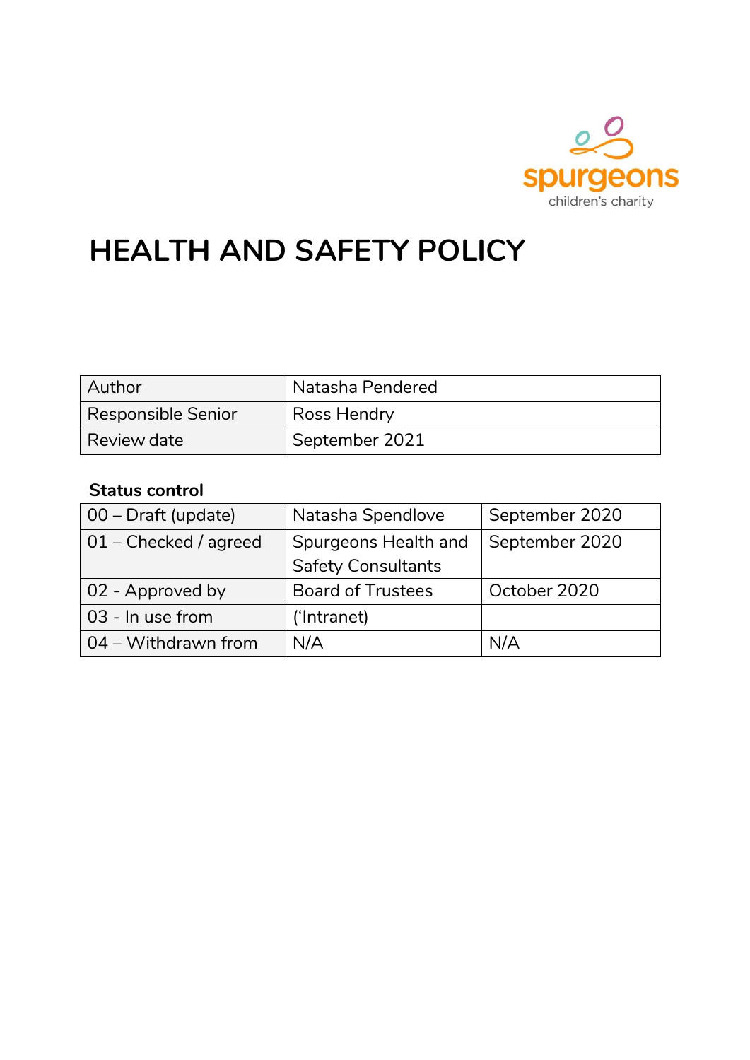spurgeons

children's charity

# HEALTH AND SAFETY POLICY

| Author | Natasha Pendered |
|---|---|
| Responsible Senior | Ross Hendry |
| Review date | September 2021 |

**Status control**

| | | |
|---|---|---|
| 00 – Draft (update) | Natasha Spendlove | September 2020 |
| 01 – Checked / agreed | Spurgeons Health and Safety Consultants | September 2020 |
| 02 - Approved by | Board of Trustees | October 2020 |
| 03 - In use from | ('Intranet) | |
| 04 – Withdrawn from | N/A | N/A |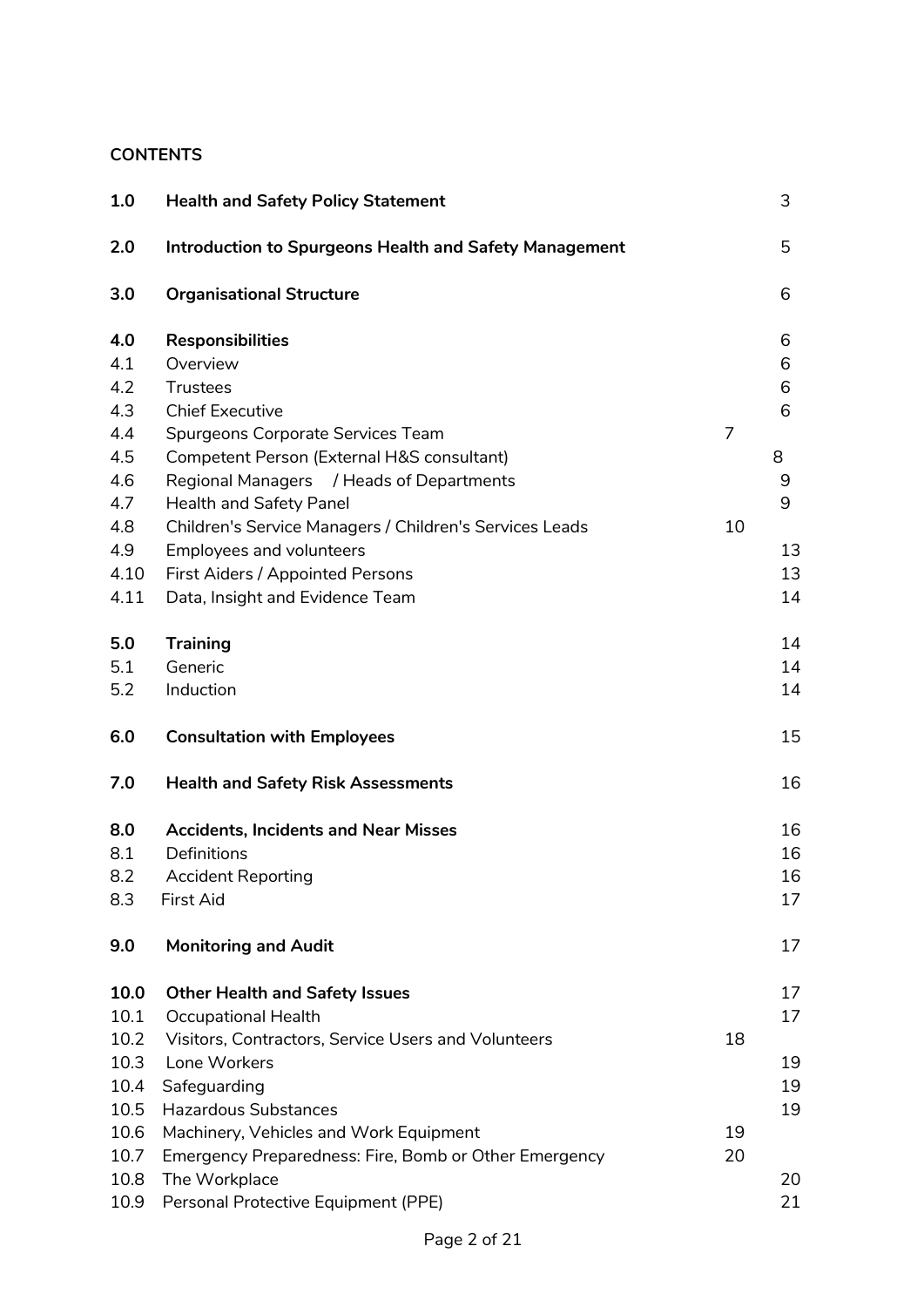**CONTENTS**

| | | |
|---|---|---|
| **1.0** | **Health and Safety Policy Statement** | 3 |
| **2.0** | **Introduction to Spurgeons Health and Safety Management** | 5 |
| **3.0** | **Organisational Structure** | 6 |
| **4.0** | **Responsibilities** | 6 |
| 4.1 | Overview | 6 |
| 4.2 | Trustees | 6 |
| 4.3 | Chief Executive | 6 |
| 4.4 | Spurgeons Corporate Services Team | 7 |
| 4.5 | Competent Person (External H&S consultant) | 8 |
| 4.6 | Regional Managers / Heads of Departments | 9 |
| 4.7 | Health and Safety Panel | 9 |
| 4.8 | Children's Service Managers / Children's Services Leads | 10 |
| 4.9 | Employees and volunteers | 13 |
| 4.10 | First Aiders / Appointed Persons | 13 |
| 4.11 | Data, Insight and Evidence Team | 14 |
| **5.0** | **Training** | 14 |
| 5.1 | Generic | 14 |
| 5.2 | Induction | 14 |
| **6.0** | **Consultation with Employees** | 15 |
| **7.0** | **Health and Safety Risk Assessments** | 16 |
| **8.0** | **Accidents, Incidents and Near Misses** | 16 |
| 8.1 | Definitions | 16 |
| 8.2 | Accident Reporting | 16 |
| 8.3 | First Aid | 17 |
| **9.0** | **Monitoring and Audit** | 17 |
| **10.0** | **Other Health and Safety Issues** | 17 |
| 10.1 | Occupational Health | 17 |
| 10.2 | Visitors, Contractors, Service Users and Volunteers | 18 |
| 10.3 | Lone Workers | 19 |
| 10.4 | Safeguarding | 19 |
| 10.5 | Hazardous Substances | 19 |
| 10.6 | Machinery, Vehicles and Work Equipment | 19 |
| 10.7 | Emergency Preparedness: Fire, Bomb or Other Emergency | 20 |
| 10.8 | The Workplace | 20 |
| 10.9 | Personal Protective Equipment (PPE) | 21 |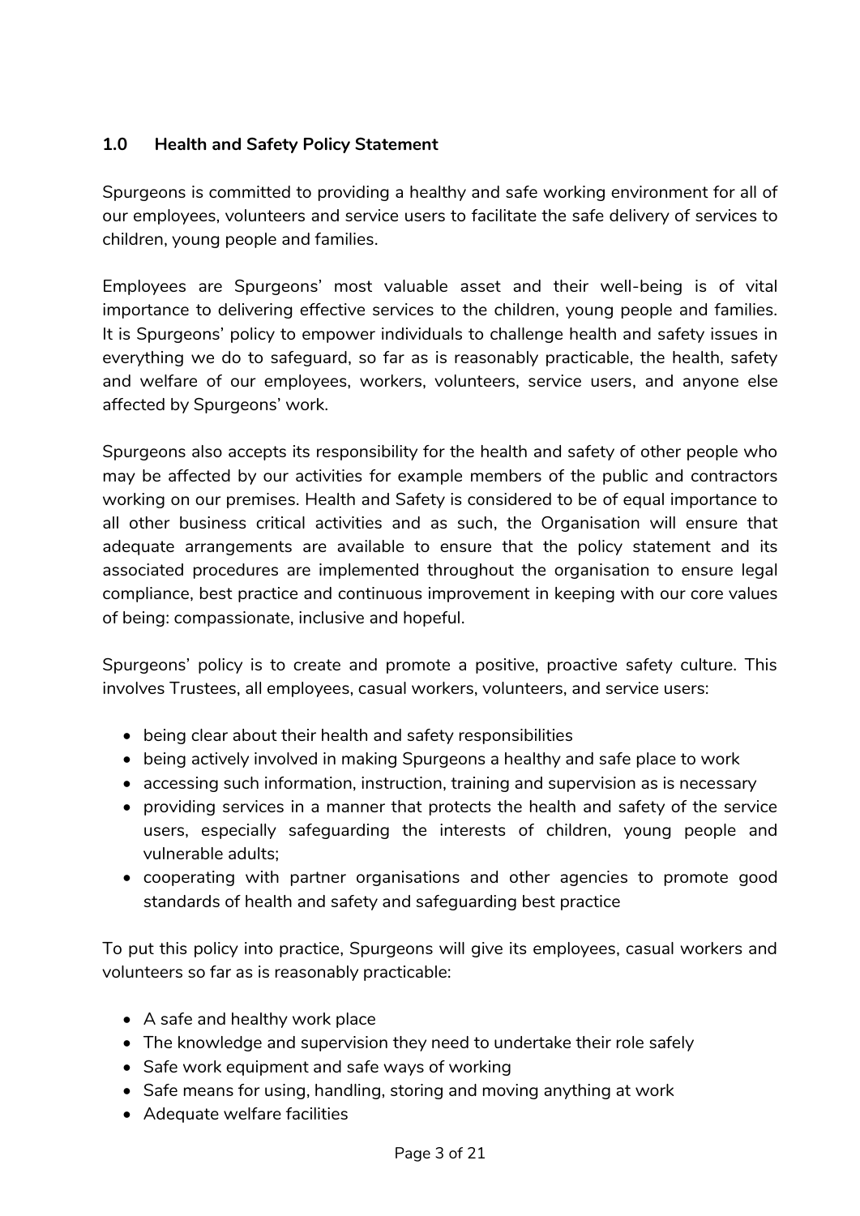## 1.0 Health and Safety Policy Statement

Spurgeons is committed to providing a healthy and safe working environment for all of our employees, volunteers and service users to facilitate the safe delivery of services to children, young people and families.

Employees are Spurgeons' most valuable asset and their well-being is of vital importance to delivering effective services to the children, young people and families. It is Spurgeons' policy to empower individuals to challenge health and safety issues in everything we do to safeguard, so far as is reasonably practicable, the health, safety and welfare of our employees, workers, volunteers, service users, and anyone else affected by Spurgeons' work.

Spurgeons also accepts its responsibility for the health and safety of other people who may be affected by our activities for example members of the public and contractors working on our premises. Health and Safety is considered to be of equal importance to all other business critical activities and as such, the Organisation will ensure that adequate arrangements are available to ensure that the policy statement and its associated procedures are implemented throughout the organisation to ensure legal compliance, best practice and continuous improvement in keeping with our core values of being: compassionate, inclusive and hopeful.

Spurgeons' policy is to create and promote a positive, proactive safety culture. This involves Trustees, all employees, casual workers, volunteers, and service users:

- being clear about their health and safety responsibilities
- being actively involved in making Spurgeons a healthy and safe place to work
- accessing such information, instruction, training and supervision as is necessary
- providing services in a manner that protects the health and safety of the service users, especially safeguarding the interests of children, young people and vulnerable adults;
- cooperating with partner organisations and other agencies to promote good standards of health and safety and safeguarding best practice

To put this policy into practice, Spurgeons will give its employees, casual workers and volunteers so far as is reasonably practicable:

- A safe and healthy work place
- The knowledge and supervision they need to undertake their role safely
- Safe work equipment and safe ways of working
- Safe means for using, handling, storing and moving anything at work
- Adequate welfare facilities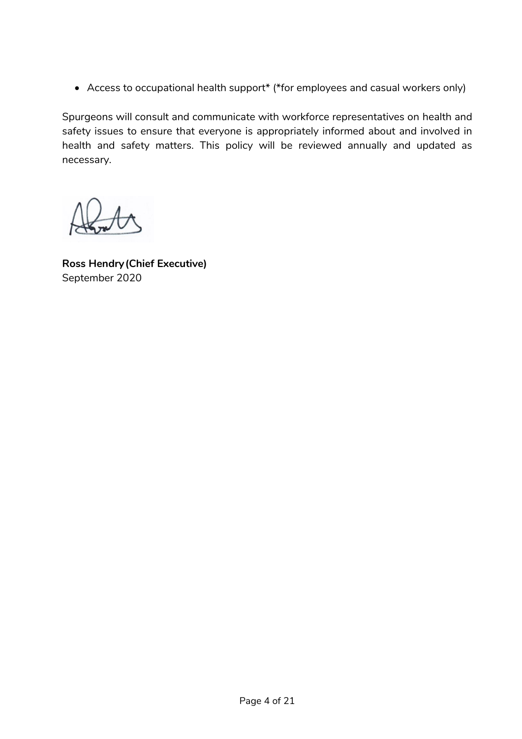- Access to occupational health support* (*for employees and casual workers only)

Spurgeons will consult and communicate with workforce representatives on health and safety issues to ensure that everyone is appropriately informed about and involved in health and safety matters. This policy will be reviewed annually and updated as necessary.

**Ross Hendry (Chief Executive)**
September 2020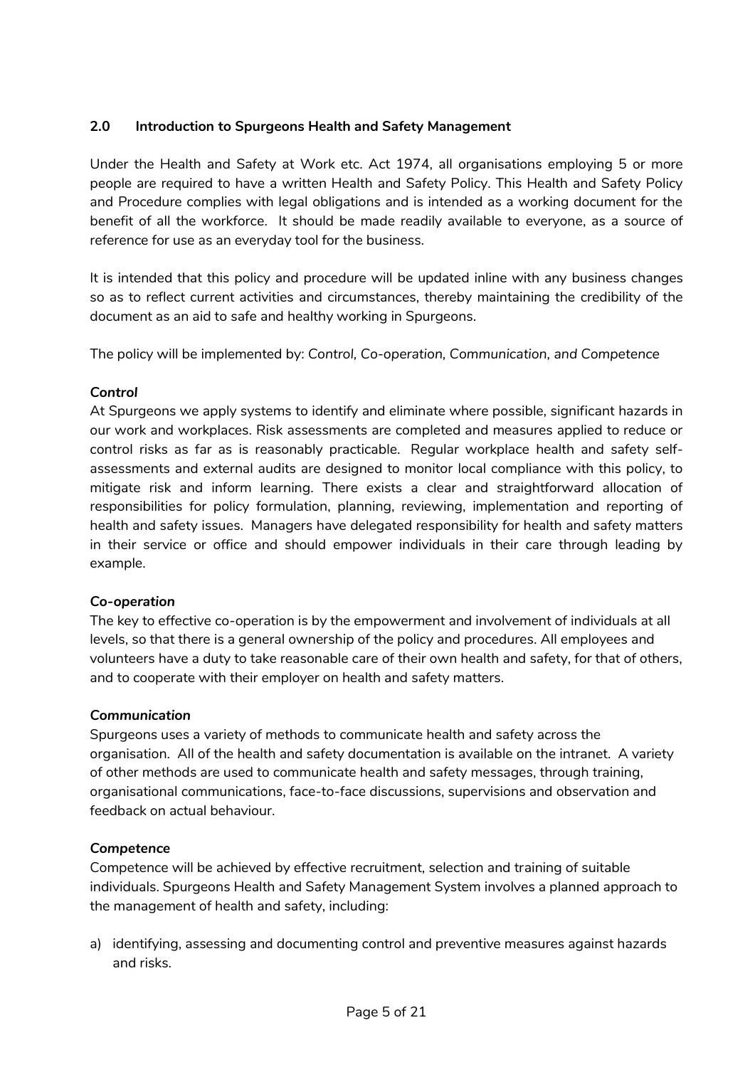## 2.0 Introduction to Spurgeons Health and Safety Management

Under the Health and Safety at Work etc. Act 1974, all organisations employing 5 or more people are required to have a written Health and Safety Policy. This Health and Safety Policy and Procedure complies with legal obligations and is intended as a working document for the benefit of all the workforce. It should be made readily available to everyone, as a source of reference for use as an everyday tool for the business.

It is intended that this policy and procedure will be updated inline with any business changes so as to reflect current activities and circumstances, thereby maintaining the credibility of the document as an aid to safe and healthy working in Spurgeons.

The policy will be implemented by: *Control, Co-operation, Communication, and Competence*

***Control***

At Spurgeons we apply systems to identify and eliminate where possible, significant hazards in our work and workplaces. Risk assessments are completed and measures applied to reduce or control risks as far as is reasonably practicable. Regular workplace health and safety self-assessments and external audits are designed to monitor local compliance with this policy, to mitigate risk and inform learning. There exists a clear and straightforward allocation of responsibilities for policy formulation, planning, reviewing, implementation and reporting of health and safety issues. Managers have delegated responsibility for health and safety matters in their service or office and should empower individuals in their care through leading by example.

***Co-operation***

The key to effective co-operation is by the empowerment and involvement of individuals at all levels, so that there is a general ownership of the policy and procedures. All employees and volunteers have a duty to take reasonable care of their own health and safety, for that of others, and to cooperate with their employer on health and safety matters.

***Communication***

Spurgeons uses a variety of methods to communicate health and safety across the organisation. All of the health and safety documentation is available on the intranet. A variety of other methods are used to communicate health and safety messages, through training, organisational communications, face-to-face discussions, supervisions and observation and feedback on actual behaviour.

***Competence***

Competence will be achieved by effective recruitment, selection and training of suitable individuals. Spurgeons Health and Safety Management System involves a planned approach to the management of health and safety, including:

a) identifying, assessing and documenting control and preventive measures against hazards and risks.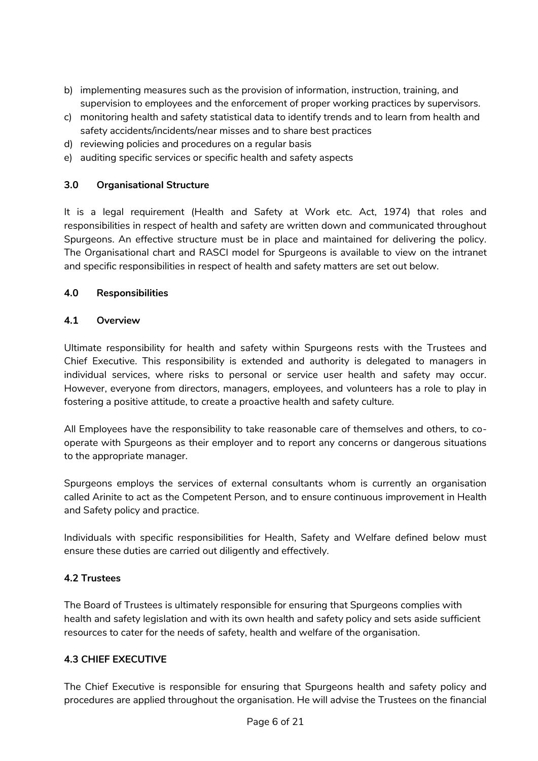b) implementing measures such as the provision of information, instruction, training, and supervision to employees and the enforcement of proper working practices by supervisors.
c) monitoring health and safety statistical data to identify trends and to learn from health and safety accidents/incidents/near misses and to share best practices
d) reviewing policies and procedures on a regular basis
e) auditing specific services or specific health and safety aspects

## 3.0 Organisational Structure

It is a legal requirement (Health and Safety at Work etc. Act, 1974) that roles and responsibilities in respect of health and safety are written down and communicated throughout Spurgeons. An effective structure must be in place and maintained for delivering the policy. The Organisational chart and RASCI model for Spurgeons is available to view on the intranet and specific responsibilities in respect of health and safety matters are set out below.

## 4.0 Responsibilities

### 4.1 Overview

Ultimate responsibility for health and safety within Spurgeons rests with the Trustees and Chief Executive. This responsibility is extended and authority is delegated to managers in individual services, where risks to personal or service user health and safety may occur. However, everyone from directors, managers, employees, and volunteers has a role to play in fostering a positive attitude, to create a proactive health and safety culture.

All Employees have the responsibility to take reasonable care of themselves and others, to co-operate with Spurgeons as their employer and to report any concerns or dangerous situations to the appropriate manager.

Spurgeons employs the services of external consultants whom is currently an organisation called Arinite to act as the Competent Person, and to ensure continuous improvement in Health and Safety policy and practice.

Individuals with specific responsibilities for Health, Safety and Welfare defined below must ensure these duties are carried out diligently and effectively.

### 4.2 Trustees

The Board of Trustees is ultimately responsible for ensuring that Spurgeons complies with health and safety legislation and with its own health and safety policy and sets aside sufficient resources to cater for the needs of safety, health and welfare of the organisation.

### 4.3 CHIEF EXECUTIVE

The Chief Executive is responsible for ensuring that Spurgeons health and safety policy and procedures are applied throughout the organisation. He will advise the Trustees on the financial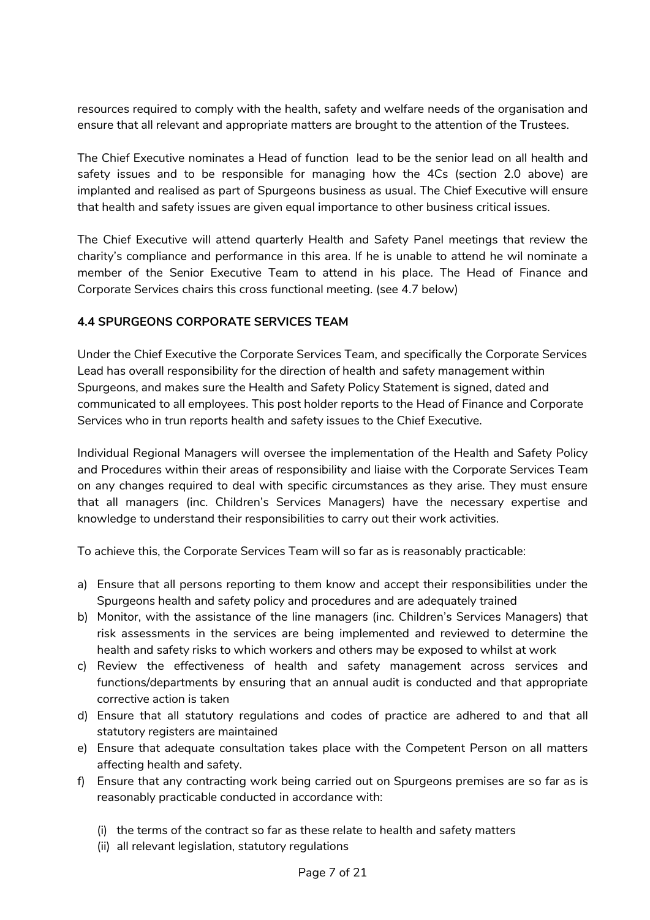resources required to comply with the health, safety and welfare needs of the organisation and ensure that all relevant and appropriate matters are brought to the attention of the Trustees.

The Chief Executive nominates a Head of function  lead to be the senior lead on all health and safety issues and to be responsible for managing how the 4Cs (section 2.0 above) are implanted and realised as part of Spurgeons business as usual. The Chief Executive will ensure that health and safety issues are given equal importance to other business critical issues.

The Chief Executive will attend quarterly Health and Safety Panel meetings that review the charity's compliance and performance in this area. If he is unable to attend he wil nominate a member of the Senior Executive Team to attend in his place. The Head of Finance and Corporate Services chairs this cross functional meeting. (see 4.7 below)

### 4.4 SPURGEONS CORPORATE SERVICES TEAM

Under the Chief Executive the Corporate Services Team, and specifically the Corporate Services Lead has overall responsibility for the direction of health and safety management within Spurgeons, and makes sure the Health and Safety Policy Statement is signed, dated and communicated to all employees. This post holder reports to the Head of Finance and Corporate Services who in trun reports health and safety issues to the Chief Executive.

Individual Regional Managers will oversee the implementation of the Health and Safety Policy and Procedures within their areas of responsibility and liaise with the Corporate Services Team on any changes required to deal with specific circumstances as they arise. They must ensure that all managers (inc. Children's Services Managers) have the necessary expertise and knowledge to understand their responsibilities to carry out their work activities.

To achieve this, the Corporate Services Team will so far as is reasonably practicable:

a) Ensure that all persons reporting to them know and accept their responsibilities under the Spurgeons health and safety policy and procedures and are adequately trained
b) Monitor, with the assistance of the line managers (inc. Children's Services Managers) that risk assessments in the services are being implemented and reviewed to determine the health and safety risks to which workers and others may be exposed to whilst at work
c) Review the effectiveness of health and safety management across services and functions/departments by ensuring that an annual audit is conducted and that appropriate corrective action is taken
d) Ensure that all statutory regulations and codes of practice are adhered to and that all statutory registers are maintained
e) Ensure that adequate consultation takes place with the Competent Person on all matters affecting health and safety.
f) Ensure that any contracting work being carried out on Spurgeons premises are so far as is reasonably practicable conducted in accordance with:

    (i) the terms of the contract so far as these relate to health and safety matters
    (ii) all relevant legislation, statutory regulations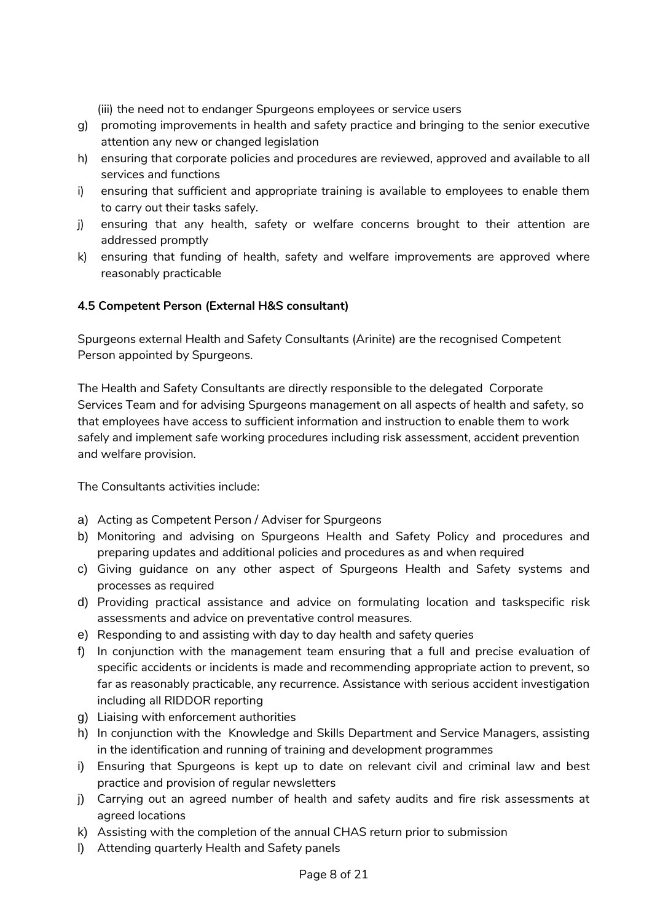(iii) the need not to endanger Spurgeons employees or service users

g) promoting improvements in health and safety practice and bringing to the senior executive attention any new or changed legislation
h) ensuring that corporate policies and procedures are reviewed, approved and available to all services and functions
i) ensuring that sufficient and appropriate training is available to employees to enable them to carry out their tasks safely.
j) ensuring that any health, safety or welfare concerns brought to their attention are addressed promptly
k) ensuring that funding of health, safety and welfare improvements are approved where reasonably practicable

**4.5 Competent Person (External H&S consultant)**

Spurgeons external Health and Safety Consultants (Arinite) are the recognised Competent Person appointed by Spurgeons.

The Health and Safety Consultants are directly responsible to the delegated Corporate Services Team and for advising Spurgeons management on all aspects of health and safety, so that employees have access to sufficient information and instruction to enable them to work safely and implement safe working procedures including risk assessment, accident prevention and welfare provision.

The Consultants activities include:

a) Acting as Competent Person / Adviser for Spurgeons
b) Monitoring and advising on Spurgeons Health and Safety Policy and procedures and preparing updates and additional policies and procedures as and when required
c) Giving guidance on any other aspect of Spurgeons Health and Safety systems and processes as required
d) Providing practical assistance and advice on formulating location and taskspecific risk assessments and advice on preventative control measures.
e) Responding to and assisting with day to day health and safety queries
f) In conjunction with the management team ensuring that a full and precise evaluation of specific accidents or incidents is made and recommending appropriate action to prevent, so far as reasonably practicable, any recurrence. Assistance with serious accident investigation including all RIDDOR reporting
g) Liaising with enforcement authorities
h) In conjunction with the Knowledge and Skills Department and Service Managers, assisting in the identification and running of training and development programmes
i) Ensuring that Spurgeons is kept up to date on relevant civil and criminal law and best practice and provision of regular newsletters
j) Carrying out an agreed number of health and safety audits and fire risk assessments at agreed locations
k) Assisting with the completion of the annual CHAS return prior to submission
l) Attending quarterly Health and Safety panels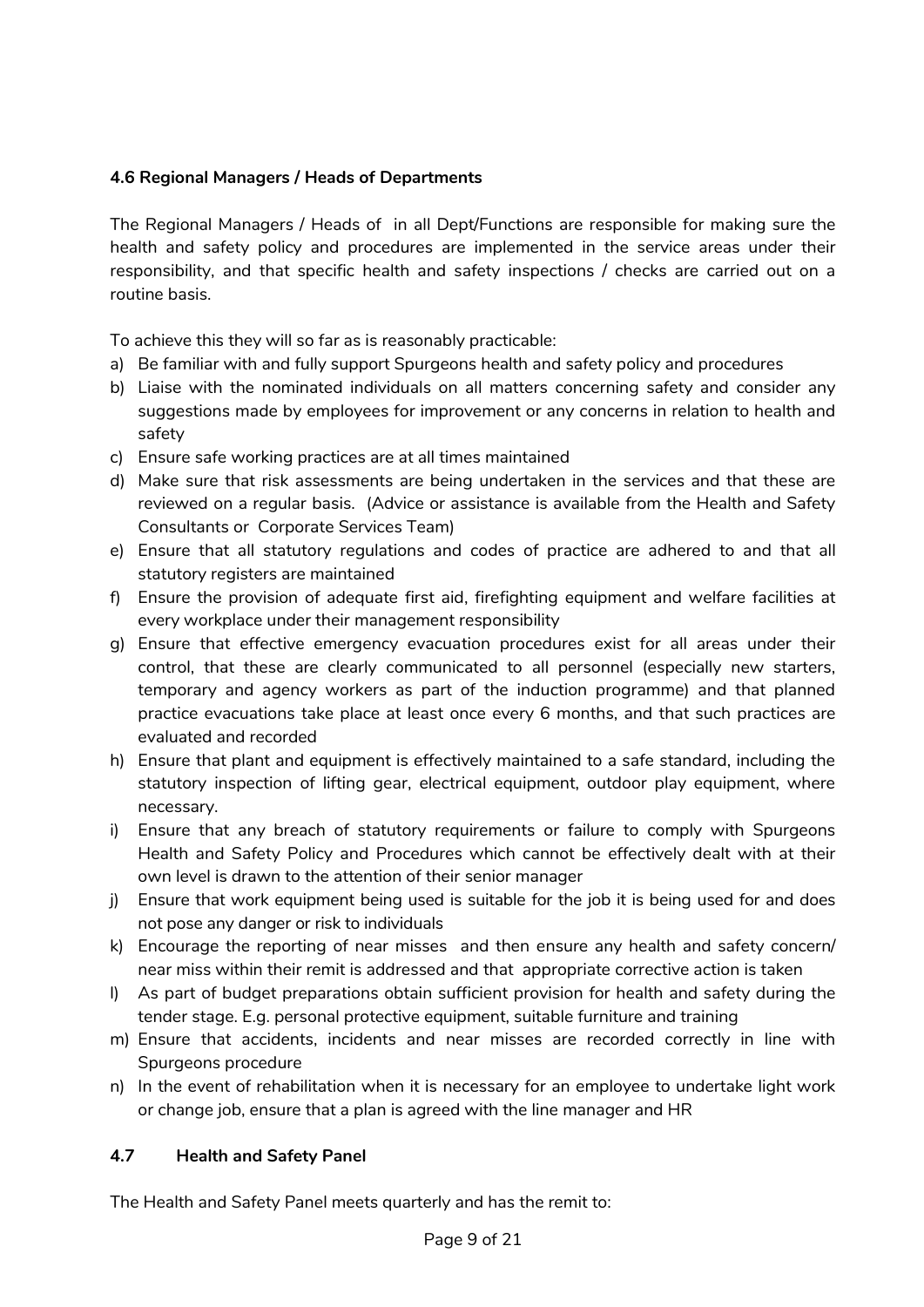**4.6 Regional Managers / Heads of Departments**

The Regional Managers / Heads of in all Dept/Functions are responsible for making sure the health and safety policy and procedures are implemented in the service areas under their responsibility, and that specific health and safety inspections / checks are carried out on a routine basis.

To achieve this they will so far as is reasonably practicable:

a) Be familiar with and fully support Spurgeons health and safety policy and procedures
b) Liaise with the nominated individuals on all matters concerning safety and consider any suggestions made by employees for improvement or any concerns in relation to health and safety
c) Ensure safe working practices are at all times maintained
d) Make sure that risk assessments are being undertaken in the services and that these are reviewed on a regular basis. (Advice or assistance is available from the Health and Safety Consultants or Corporate Services Team)
e) Ensure that all statutory regulations and codes of practice are adhered to and that all statutory registers are maintained
f) Ensure the provision of adequate first aid, firefighting equipment and welfare facilities at every workplace under their management responsibility
g) Ensure that effective emergency evacuation procedures exist for all areas under their control, that these are clearly communicated to all personnel (especially new starters, temporary and agency workers as part of the induction programme) and that planned practice evacuations take place at least once every 6 months, and that such practices are evaluated and recorded
h) Ensure that plant and equipment is effectively maintained to a safe standard, including the statutory inspection of lifting gear, electrical equipment, outdoor play equipment, where necessary.
i) Ensure that any breach of statutory requirements or failure to comply with Spurgeons Health and Safety Policy and Procedures which cannot be effectively dealt with at their own level is drawn to the attention of their senior manager
j) Ensure that work equipment being used is suitable for the job it is being used for and does not pose any danger or risk to individuals
k) Encourage the reporting of near misses and then ensure any health and safety concern/ near miss within their remit is addressed and that appropriate corrective action is taken
l) As part of budget preparations obtain sufficient provision for health and safety during the tender stage. E.g. personal protective equipment, suitable furniture and training
m) Ensure that accidents, incidents and near misses are recorded correctly in line with Spurgeons procedure
n) In the event of rehabilitation when it is necessary for an employee to undertake light work or change job, ensure that a plan is agreed with the line manager and HR

**4.7 Health and Safety Panel**

The Health and Safety Panel meets quarterly and has the remit to: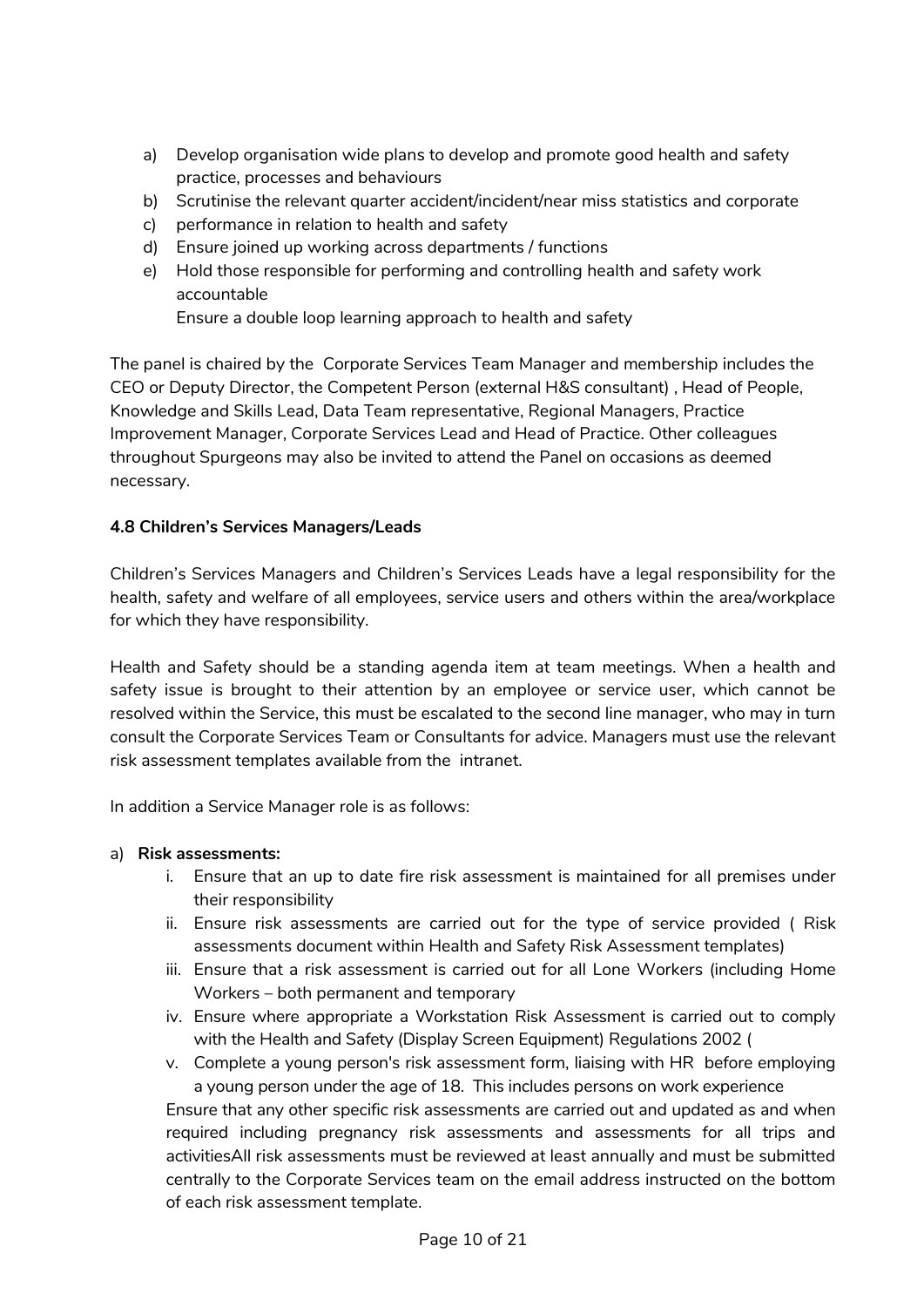a) Develop organisation wide plans to develop and promote good health and safety practice, processes and behaviours
b) Scrutinise the relevant quarter accident/incident/near miss statistics and corporate
c) performance in relation to health and safety
d) Ensure joined up working across departments / functions
e) Hold those responsible for performing and controlling health and safety work accountable
   Ensure a double loop learning approach to health and safety

The panel is chaired by the Corporate Services Team Manager and membership includes the CEO or Deputy Director, the Competent Person (external H&S consultant) , Head of People, Knowledge and Skills Lead, Data Team representative, Regional Managers, Practice Improvement Manager, Corporate Services Lead and Head of Practice. Other colleagues throughout Spurgeons may also be invited to attend the Panel on occasions as deemed necessary.

**4.8 Children's Services Managers/Leads**

Children's Services Managers and Children's Services Leads have a legal responsibility for the health, safety and welfare of all employees, service users and others within the area/workplace for which they have responsibility.

Health and Safety should be a standing agenda item at team meetings. When a health and safety issue is brought to their attention by an employee or service user, which cannot be resolved within the Service, this must be escalated to the second line manager, who may in turn consult the Corporate Services Team or Consultants for advice. Managers must use the relevant risk assessment templates available from the intranet.

In addition a Service Manager role is as follows:

a) **Risk assessments:**
   i. Ensure that an up to date fire risk assessment is maintained for all premises under their responsibility
   ii. Ensure risk assessments are carried out for the type of service provided ( Risk assessments document within Health and Safety Risk Assessment templates)
   iii. Ensure that a risk assessment is carried out for all Lone Workers (including Home Workers – both permanent and temporary
   iv. Ensure where appropriate a Workstation Risk Assessment is carried out to comply with the Health and Safety (Display Screen Equipment) Regulations 2002 (
   v. Complete a young person's risk assessment form, liaising with HR before employing a young person under the age of 18. This includes persons on work experience

   Ensure that any other specific risk assessments are carried out and updated as and when required including pregnancy risk assessments and assessments for all trips and activitiesAll risk assessments must be reviewed at least annually and must be submitted centrally to the Corporate Services team on the email address instructed on the bottom of each risk assessment template.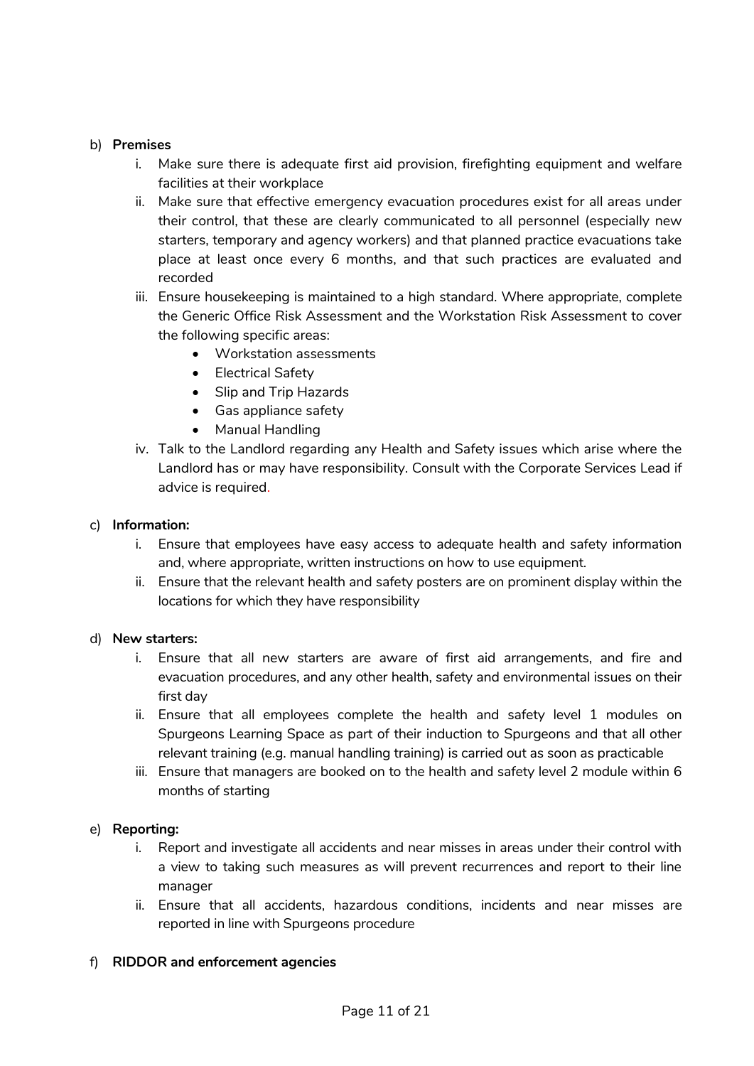b) **Premises**

   i. Make sure there is adequate first aid provision, firefighting equipment and welfare facilities at their workplace

   ii. Make sure that effective emergency evacuation procedures exist for all areas under their control, that these are clearly communicated to all personnel (especially new starters, temporary and agency workers) and that planned practice evacuations take place at least once every 6 months, and that such practices are evaluated and recorded

   iii. Ensure housekeeping is maintained to a high standard. Where appropriate, complete the Generic Office Risk Assessment and the Workstation Risk Assessment to cover the following specific areas:
      - Workstation assessments
      - Electrical Safety
      - Slip and Trip Hazards
      - Gas appliance safety
      - Manual Handling

   iv. Talk to the Landlord regarding any Health and Safety issues which arise where the Landlord has or may have responsibility. Consult with the Corporate Services Lead if advice is required.

c) **Information:**

   i. Ensure that employees have easy access to adequate health and safety information and, where appropriate, written instructions on how to use equipment.

   ii. Ensure that the relevant health and safety posters are on prominent display within the locations for which they have responsibility

d) **New starters:**

   i. Ensure that all new starters are aware of first aid arrangements, and fire and evacuation procedures, and any other health, safety and environmental issues on their first day

   ii. Ensure that all employees complete the health and safety level 1 modules on Spurgeons Learning Space as part of their induction to Spurgeons and that all other relevant training (e.g. manual handling training) is carried out as soon as practicable

   iii. Ensure that managers are booked on to the health and safety level 2 module within 6 months of starting

e) **Reporting:**

   i. Report and investigate all accidents and near misses in areas under their control with a view to taking such measures as will prevent recurrences and report to their line manager

   ii. Ensure that all accidents, hazardous conditions, incidents and near misses are reported in line with Spurgeons procedure

f) **RIDDOR and enforcement agencies**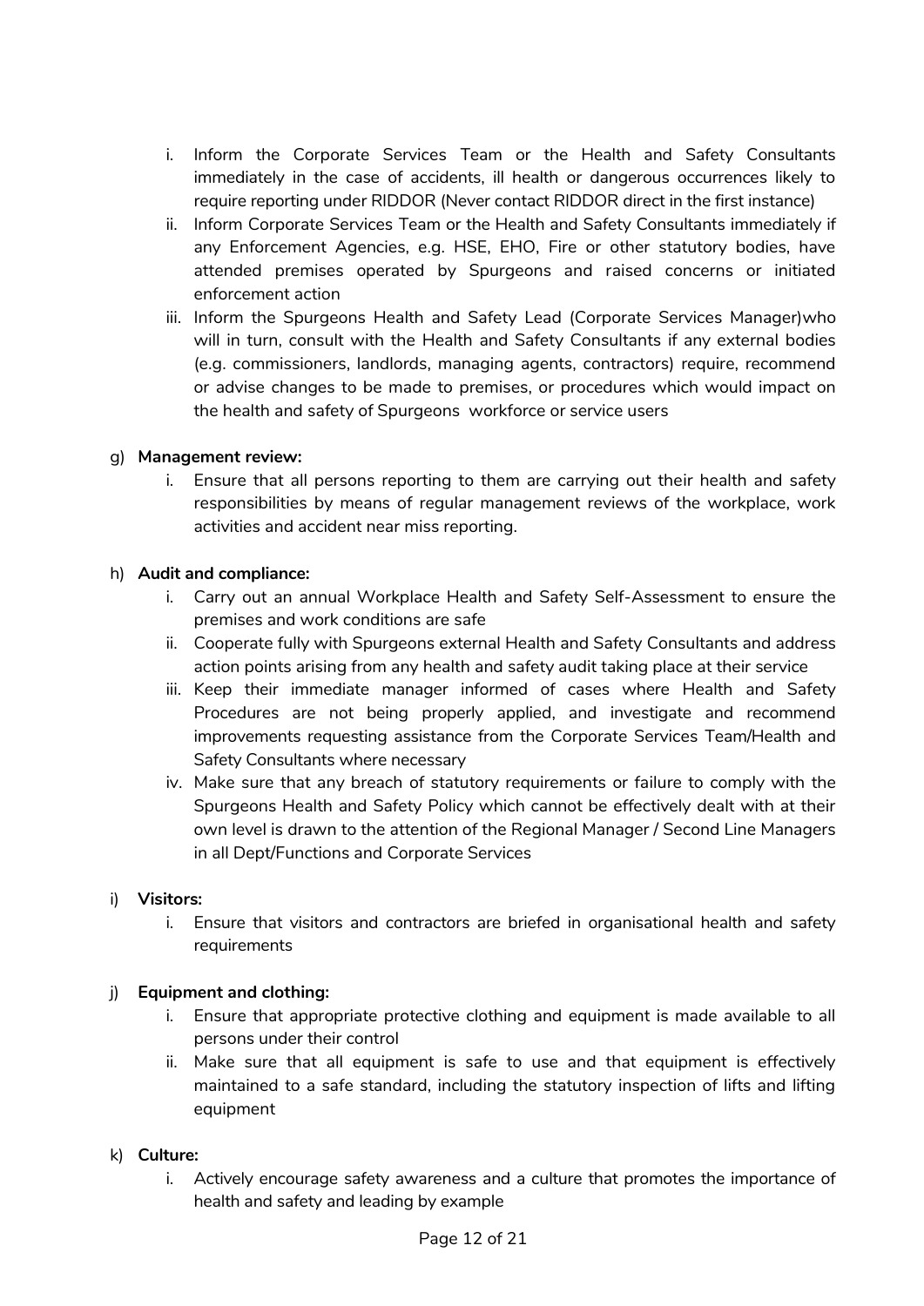i. Inform the Corporate Services Team or the Health and Safety Consultants immediately in the case of accidents, ill health or dangerous occurrences likely to require reporting under RIDDOR (Never contact RIDDOR direct in the first instance)
   ii. Inform Corporate Services Team or the Health and Safety Consultants immediately if any Enforcement Agencies, e.g. HSE, EHO, Fire or other statutory bodies, have attended premises operated by Spurgeons and raised concerns or initiated enforcement action
   iii. Inform the Spurgeons Health and Safety Lead (Corporate Services Manager)who will in turn, consult with the Health and Safety Consultants if any external bodies (e.g. commissioners, landlords, managing agents, contractors) require, recommend or advise changes to be made to premises, or procedures which would impact on the health and safety of Spurgeons workforce or service users

g) **Management review:**
   i. Ensure that all persons reporting to them are carrying out their health and safety responsibilities by means of regular management reviews of the workplace, work activities and accident near miss reporting.

h) **Audit and compliance:**
   i. Carry out an annual Workplace Health and Safety Self-Assessment to ensure the premises and work conditions are safe
   ii. Cooperate fully with Spurgeons external Health and Safety Consultants and address action points arising from any health and safety audit taking place at their service
   iii. Keep their immediate manager informed of cases where Health and Safety Procedures are not being properly applied, and investigate and recommend improvements requesting assistance from the Corporate Services Team/Health and Safety Consultants where necessary
   iv. Make sure that any breach of statutory requirements or failure to comply with the Spurgeons Health and Safety Policy which cannot be effectively dealt with at their own level is drawn to the attention of the Regional Manager / Second Line Managers in all Dept/Functions and Corporate Services

i) **Visitors:**
   i. Ensure that visitors and contractors are briefed in organisational health and safety requirements

j) **Equipment and clothing:**
   i. Ensure that appropriate protective clothing and equipment is made available to all persons under their control
   ii. Make sure that all equipment is safe to use and that equipment is effectively maintained to a safe standard, including the statutory inspection of lifts and lifting equipment

k) **Culture:**
   i. Actively encourage safety awareness and a culture that promotes the importance of health and safety and leading by example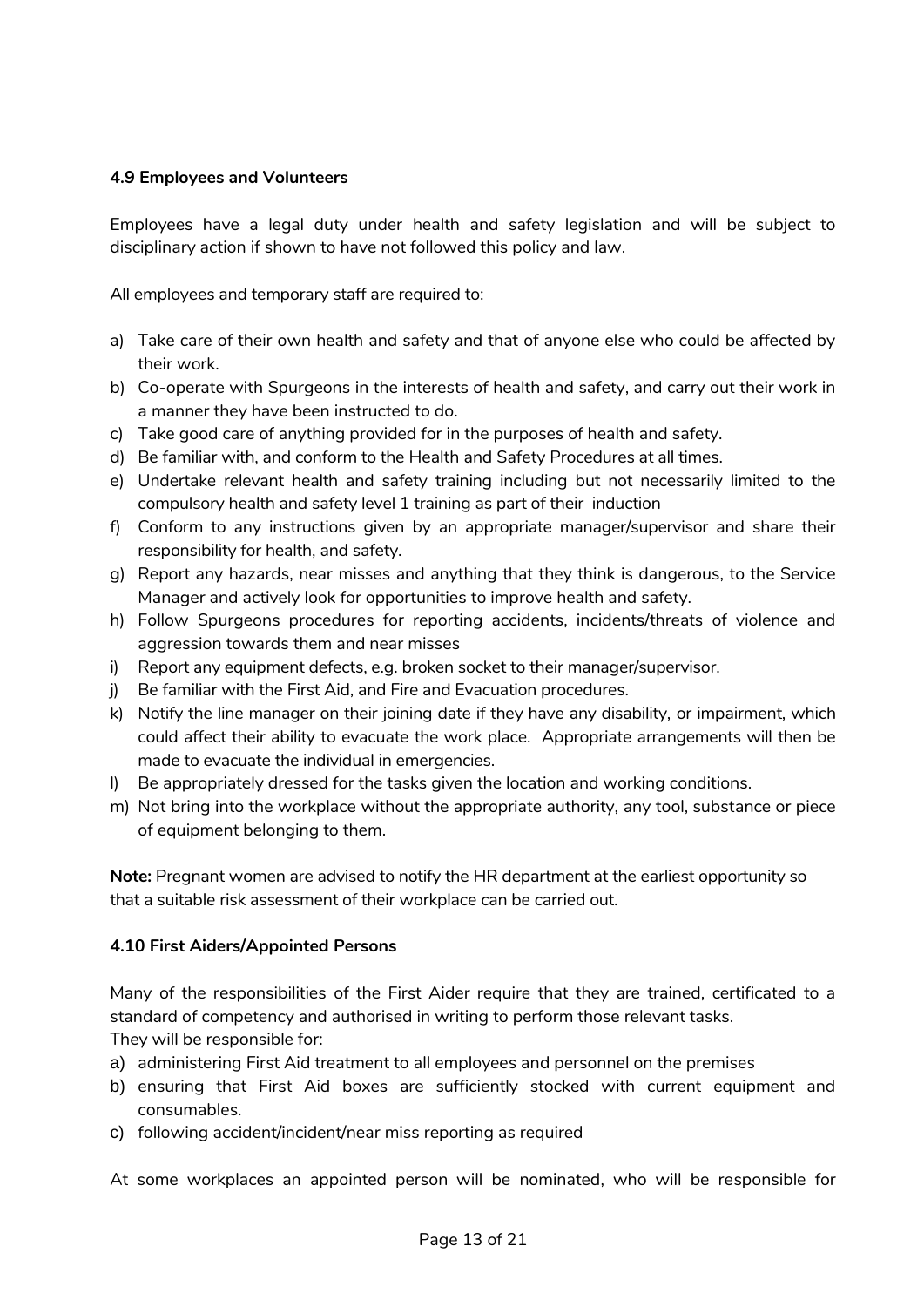**4.9 Employees and Volunteers**

Employees have a legal duty under health and safety legislation and will be subject to disciplinary action if shown to have not followed this policy and law.

All employees and temporary staff are required to:

a) Take care of their own health and safety and that of anyone else who could be affected by their work.
b) Co-operate with Spurgeons in the interests of health and safety, and carry out their work in a manner they have been instructed to do.
c) Take good care of anything provided for in the purposes of health and safety.
d) Be familiar with, and conform to the Health and Safety Procedures at all times.
e) Undertake relevant health and safety training including but not necessarily limited to the compulsory health and safety level 1 training as part of their induction
f) Conform to any instructions given by an appropriate manager/supervisor and share their responsibility for health, and safety.
g) Report any hazards, near misses and anything that they think is dangerous, to the Service Manager and actively look for opportunities to improve health and safety.
h) Follow Spurgeons procedures for reporting accidents, incidents/threats of violence and aggression towards them and near misses
i) Report any equipment defects, e.g. broken socket to their manager/supervisor.
j) Be familiar with the First Aid, and Fire and Evacuation procedures.
k) Notify the line manager on their joining date if they have any disability, or impairment, which could affect their ability to evacuate the work place. Appropriate arrangements will then be made to evacuate the individual in emergencies.
l) Be appropriately dressed for the tasks given the location and working conditions.
m) Not bring into the workplace without the appropriate authority, any tool, substance or piece of equipment belonging to them.

**Note:** Pregnant women are advised to notify the HR department at the earliest opportunity so that a suitable risk assessment of their workplace can be carried out.

**4.10 First Aiders/Appointed Persons**

Many of the responsibilities of the First Aider require that they are trained, certificated to a standard of competency and authorised in writing to perform those relevant tasks.
They will be responsible for:

a) administering First Aid treatment to all employees and personnel on the premises
b) ensuring that First Aid boxes are sufficiently stocked with current equipment and consumables.
c) following accident/incident/near miss reporting as required

At some workplaces an appointed person will be nominated, who will be responsible for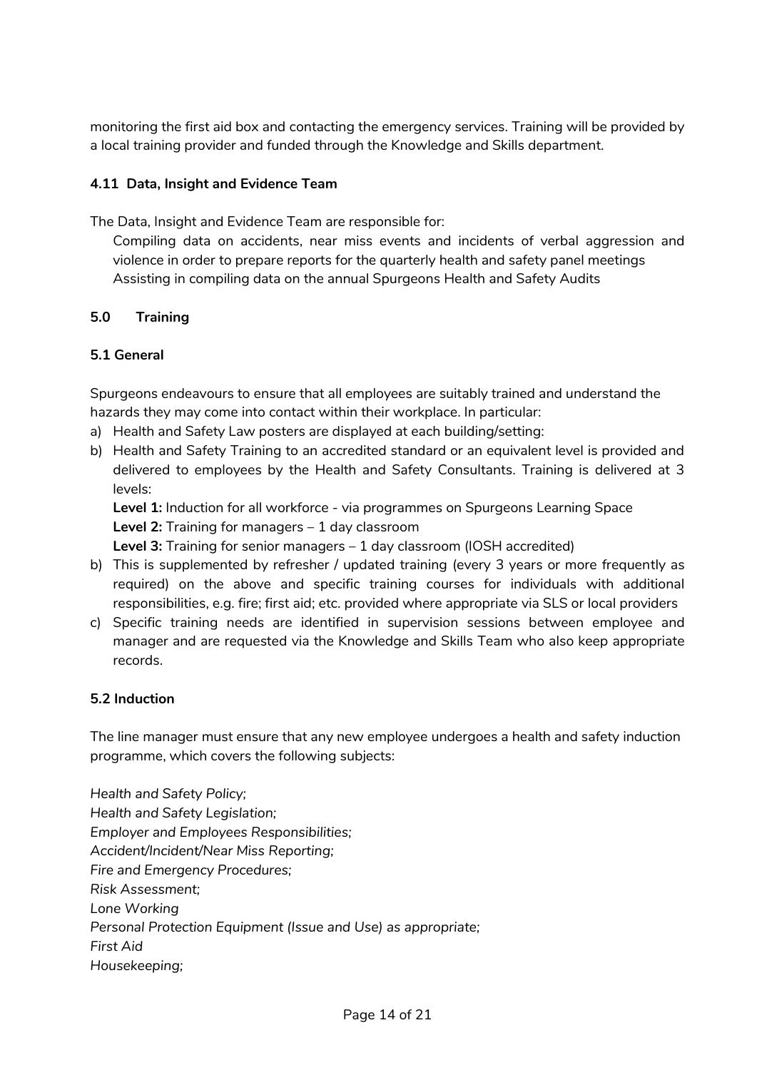monitoring the first aid box and contacting the emergency services. Training will be provided by a local training provider and funded through the Knowledge and Skills department.

### 4.11 Data, Insight and Evidence Team

The Data, Insight and Evidence Team are responsible for:

- Compiling data on accidents, near miss events and incidents of verbal aggression and violence in order to prepare reports for the quarterly health and safety panel meetings
- Assisting in compiling data on the annual Spurgeons Health and Safety Audits

## 5.0 Training

### 5.1 General

Spurgeons endeavours to ensure that all employees are suitably trained and understand the hazards they may come into contact within their workplace. In particular:

a) Health and Safety Law posters are displayed at each building/setting:

b) Health and Safety Training to an accredited standard or an equivalent level is provided and delivered to employees by the Health and Safety Consultants. Training is delivered at 3 levels:

   **Level 1:** Induction for all workforce - via programmes on Spurgeons Learning Space
   **Level 2:** Training for managers – 1 day classroom
   **Level 3:** Training for senior managers – 1 day classroom (IOSH accredited)

b) This is supplemented by refresher / updated training (every 3 years or more frequently as required) on the above and specific training courses for individuals with additional responsibilities, e.g. fire; first aid; etc. provided where appropriate via SLS or local providers

c) Specific training needs are identified in supervision sessions between employee and manager and are requested via the Knowledge and Skills Team who also keep appropriate records.

### 5.2 Induction

The line manager must ensure that any new employee undergoes a health and safety induction programme, which covers the following subjects:

*Health and Safety Policy;*
*Health and Safety Legislation;*
*Employer and Employees Responsibilities;*
*Accident/Incident/Near Miss Reporting;*
*Fire and Emergency Procedures;*
*Risk Assessment;*
*Lone Working*
*Personal Protection Equipment (Issue and Use) as appropriate;*
*First Aid*
*Housekeeping;*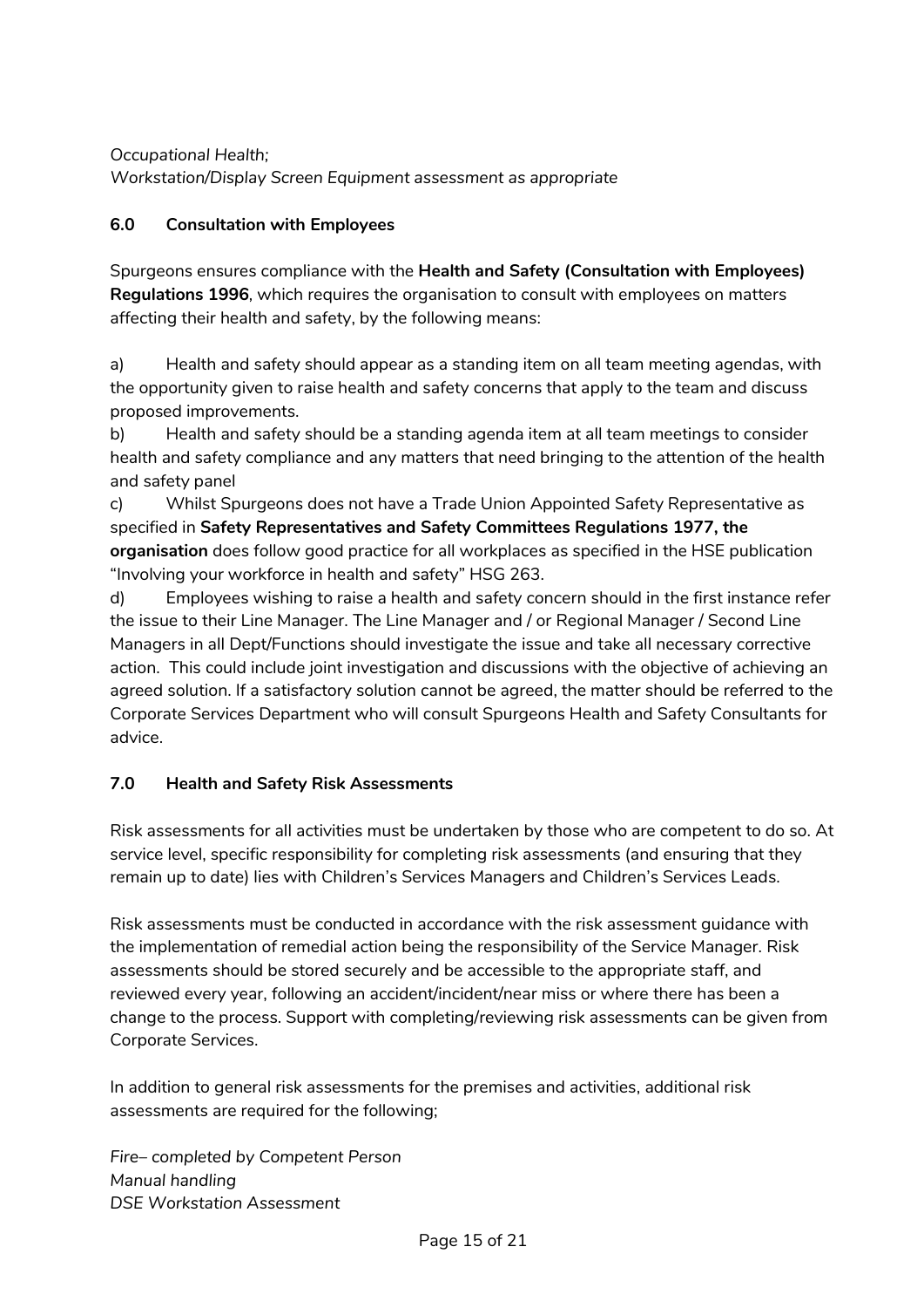*Occupational Health;*
*Workstation/Display Screen Equipment assessment as appropriate*

## 6.0 Consultation with Employees

Spurgeons ensures compliance with the **Health and Safety (Consultation with Employees) Regulations 1996**, which requires the organisation to consult with employees on matters affecting their health and safety, by the following means:

a) Health and safety should appear as a standing item on all team meeting agendas, with the opportunity given to raise health and safety concerns that apply to the team and discuss proposed improvements.

b) Health and safety should be a standing agenda item at all team meetings to consider health and safety compliance and any matters that need bringing to the attention of the health and safety panel

c) Whilst Spurgeons does not have a Trade Union Appointed Safety Representative as specified in **Safety Representatives and Safety Committees Regulations 1977, the organisation** does follow good practice for all workplaces as specified in the HSE publication "Involving your workforce in health and safety" HSG 263.

d) Employees wishing to raise a health and safety concern should in the first instance refer the issue to their Line Manager. The Line Manager and / or Regional Manager / Second Line Managers in all Dept/Functions should investigate the issue and take all necessary corrective action. This could include joint investigation and discussions with the objective of achieving an agreed solution. If a satisfactory solution cannot be agreed, the matter should be referred to the Corporate Services Department who will consult Spurgeons Health and Safety Consultants for advice.

## 7.0 Health and Safety Risk Assessments

Risk assessments for all activities must be undertaken by those who are competent to do so. At service level, specific responsibility for completing risk assessments (and ensuring that they remain up to date) lies with Children's Services Managers and Children's Services Leads.

Risk assessments must be conducted in accordance with the risk assessment guidance with the implementation of remedial action being the responsibility of the Service Manager. Risk assessments should be stored securely and be accessible to the appropriate staff, and reviewed every year, following an accident/incident/near miss or where there has been a change to the process. Support with completing/reviewing risk assessments can be given from Corporate Services.

In addition to general risk assessments for the premises and activities, additional risk assessments are required for the following;

*Fire– completed by Competent Person*
*Manual handling*
*DSE Workstation Assessment*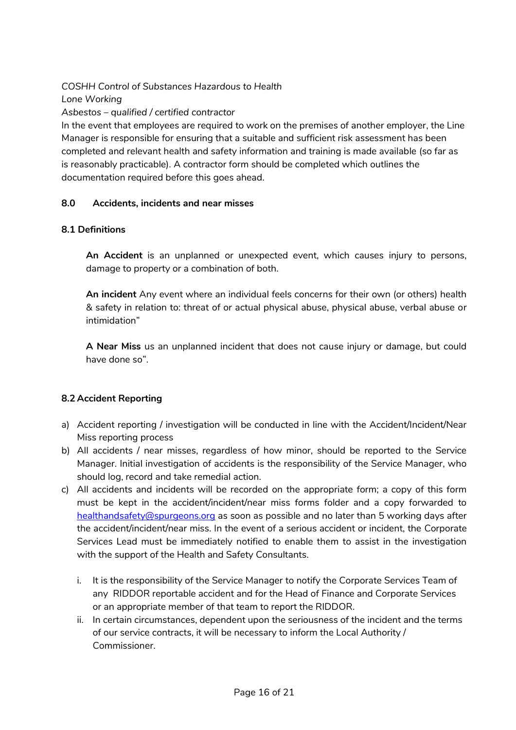*COSHH Control of Substances Hazardous to Health*
*Lone Working*
*Asbestos – qualified / certified contractor*

In the event that employees are required to work on the premises of another employer, the Line Manager is responsible for ensuring that a suitable and sufficient risk assessment has been completed and relevant health and safety information and training is made available (so far as is reasonably practicable). A contractor form should be completed which outlines the documentation required before this goes ahead.

## 8.0 Accidents, incidents and near misses

### 8.1 Definitions

**An Accident** is an unplanned or unexpected event, which causes injury to persons, damage to property or a combination of both.

**An incident** Any event where an individual feels concerns for their own (or others) health & safety in relation to: threat of or actual physical abuse, physical abuse, verbal abuse or intimidation"

**A Near Miss** us an unplanned incident that does not cause injury or damage, but could have done so".

### 8.2 Accident Reporting

a) Accident reporting / investigation will be conducted in line with the Accident/Incident/Near Miss reporting process
b) All accidents / near misses, regardless of how minor, should be reported to the Service Manager. Initial investigation of accidents is the responsibility of the Service Manager, who should log, record and take remedial action.
c) All accidents and incidents will be recorded on the appropriate form; a copy of this form must be kept in the accident/incident/near miss forms folder and a copy forwarded to healthandsafety@spurgeons.org as soon as possible and no later than 5 working days after the accident/incident/near miss. In the event of a serious accident or incident, the Corporate Services Lead must be immediately notified to enable them to assist in the investigation with the support of the Health and Safety Consultants.

   i. It is the responsibility of the Service Manager to notify the Corporate Services Team of any RIDDOR reportable accident and for the Head of Finance and Corporate Services or an appropriate member of that team to report the RIDDOR.
   ii. In certain circumstances, dependent upon the seriousness of the incident and the terms of our service contracts, it will be necessary to inform the Local Authority / Commissioner.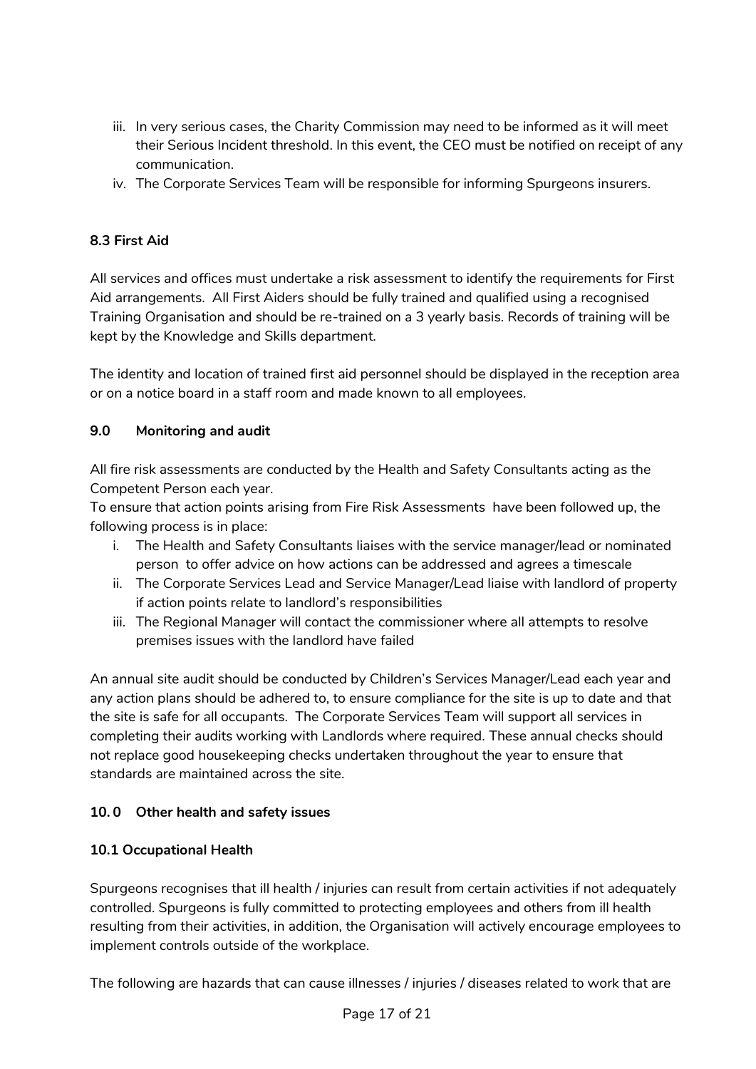iii. In very serious cases, the Charity Commission may need to be informed as it will meet their Serious Incident threshold. In this event, the CEO must be notified on receipt of any communication.
iv. The Corporate Services Team will be responsible for informing Spurgeons insurers.

**8.3 First Aid**

All services and offices must undertake a risk assessment to identify the requirements for First Aid arrangements. All First Aiders should be fully trained and qualified using a recognised Training Organisation and should be re-trained on a 3 yearly basis. Records of training will be kept by the Knowledge and Skills department.

The identity and location of trained first aid personnel should be displayed in the reception area or on a notice board in a staff room and made known to all employees.

## 9.0 Monitoring and audit

All fire risk assessments are conducted by the Health and Safety Consultants acting as the Competent Person each year.

To ensure that action points arising from Fire Risk Assessments have been followed up, the following process is in place:

i. The Health and Safety Consultants liaises with the service manager/lead or nominated person to offer advice on how actions can be addressed and agrees a timescale
ii. The Corporate Services Lead and Service Manager/Lead liaise with landlord of property if action points relate to landlord's responsibilities
iii. The Regional Manager will contact the commissioner where all attempts to resolve premises issues with the landlord have failed

An annual site audit should be conducted by Children's Services Manager/Lead each year and any action plans should be adhered to, to ensure compliance for the site is up to date and that the site is safe for all occupants. The Corporate Services Team will support all services in completing their audits working with Landlords where required. These annual checks should not replace good housekeeping checks undertaken throughout the year to ensure that standards are maintained across the site.

## 10. 0 Other health and safety issues

**10.1 Occupational Health**

Spurgeons recognises that ill health / injuries can result from certain activities if not adequately controlled. Spurgeons is fully committed to protecting employees and others from ill health resulting from their activities, in addition, the Organisation will actively encourage employees to implement controls outside of the workplace.

The following are hazards that can cause illnesses / injuries / diseases related to work that are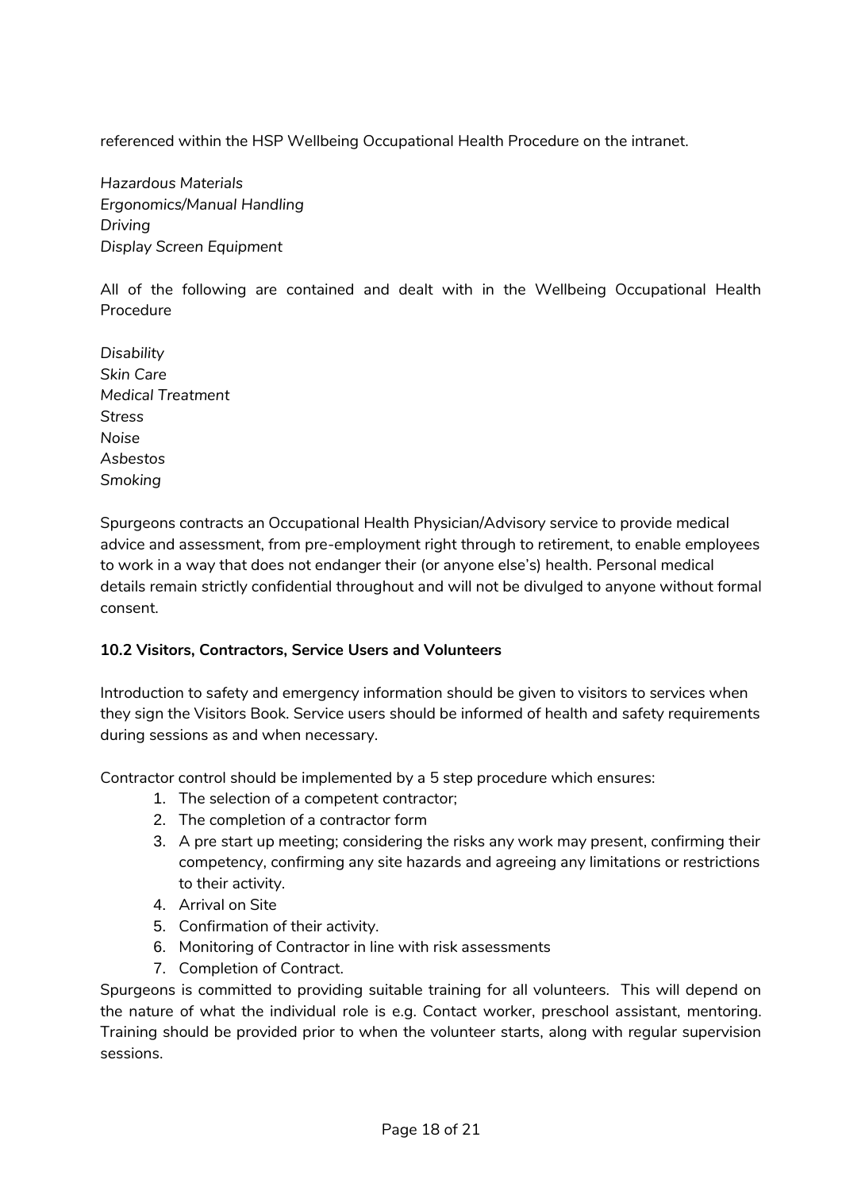referenced within the HSP Wellbeing Occupational Health Procedure on the intranet.

*Hazardous Materials*
*Ergonomics/Manual Handling*
*Driving*
*Display Screen Equipment*

All of the following are contained and dealt with in the Wellbeing Occupational Health Procedure

*Disability*
*Skin Care*
*Medical Treatment*
*Stress*
*Noise*
*Asbestos*
*Smoking*

Spurgeons contracts an Occupational Health Physician/Advisory service to provide medical advice and assessment, from pre-employment right through to retirement, to enable employees to work in a way that does not endanger their (or anyone else's) health. Personal medical details remain strictly confidential throughout and will not be divulged to anyone without formal consent.

**10.2 Visitors, Contractors, Service Users and Volunteers**

Introduction to safety and emergency information should be given to visitors to services when they sign the Visitors Book. Service users should be informed of health and safety requirements during sessions as and when necessary.

Contractor control should be implemented by a 5 step procedure which ensures:

1. The selection of a competent contractor;
2. The completion of a contractor form
3. A pre start up meeting; considering the risks any work may present, confirming their competency, confirming any site hazards and agreeing any limitations or restrictions to their activity.
4. Arrival on Site
5. Confirmation of their activity.
6. Monitoring of Contractor in line with risk assessments
7. Completion of Contract.

Spurgeons is committed to providing suitable training for all volunteers. This will depend on the nature of what the individual role is e.g. Contact worker, preschool assistant, mentoring. Training should be provided prior to when the volunteer starts, along with regular supervision sessions.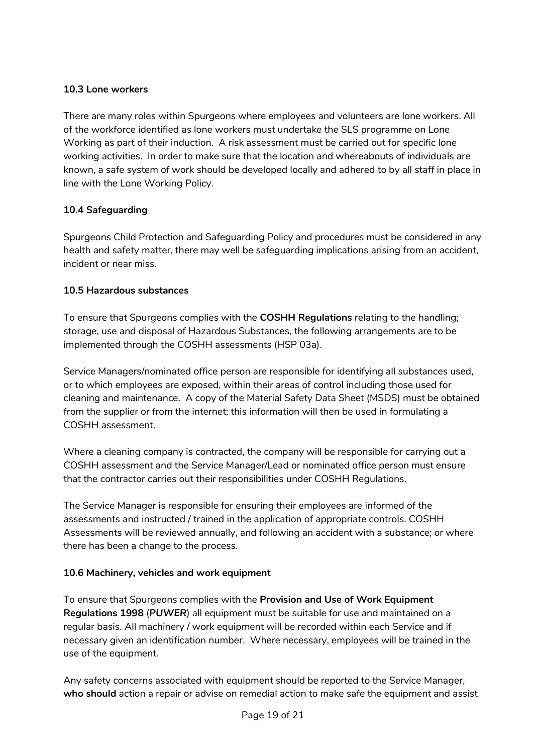### 10.3 Lone workers

There are many roles within Spurgeons where employees and volunteers are lone workers. All of the workforce identified as lone workers must undertake the SLS programme on Lone Working as part of their induction. A risk assessment must be carried out for specific lone working activities. In order to make sure that the location and whereabouts of individuals are known, a safe system of work should be developed locally and adhered to by all staff in place in line with the Lone Working Policy.

### 10.4 Safeguarding

Spurgeons Child Protection and Safeguarding Policy and procedures must be considered in any health and safety matter, there may well be safeguarding implications arising from an accident, incident or near miss.

### 10.5 Hazardous substances

To ensure that Spurgeons complies with the **COSHH Regulations** relating to the handling; storage, use and disposal of Hazardous Substances, the following arrangements are to be implemented through the COSHH assessments (HSP 03a).

Service Managers/nominated office person are responsible for identifying all substances used, or to which employees are exposed, within their areas of control including those used for cleaning and maintenance. A copy of the Material Safety Data Sheet (MSDS) must be obtained from the supplier or from the internet; this information will then be used in formulating a COSHH assessment.

Where a cleaning company is contracted, the company will be responsible for carrying out a COSHH assessment and the Service Manager/Lead or nominated office person must ensure that the contractor carries out their responsibilities under COSHH Regulations.

The Service Manager is responsible for ensuring their employees are informed of the assessments and instructed / trained in the application of appropriate controls. COSHH Assessments will be reviewed annually, and following an accident with a substance; or where there has been a change to the process.

### 10.6 Machinery, vehicles and work equipment

To ensure that Spurgeons complies with the **Provision and Use of Work Equipment Regulations 1998** (***PUWER***) all equipment must be suitable for use and maintained on a regular basis. All machinery / work equipment will be recorded within each Service and if necessary given an identification number. Where necessary, employees will be trained in the use of the equipment.

Any safety concerns associated with equipment should be reported to the Service Manager, **who should** action a repair or advise on remedial action to make safe the equipment and assist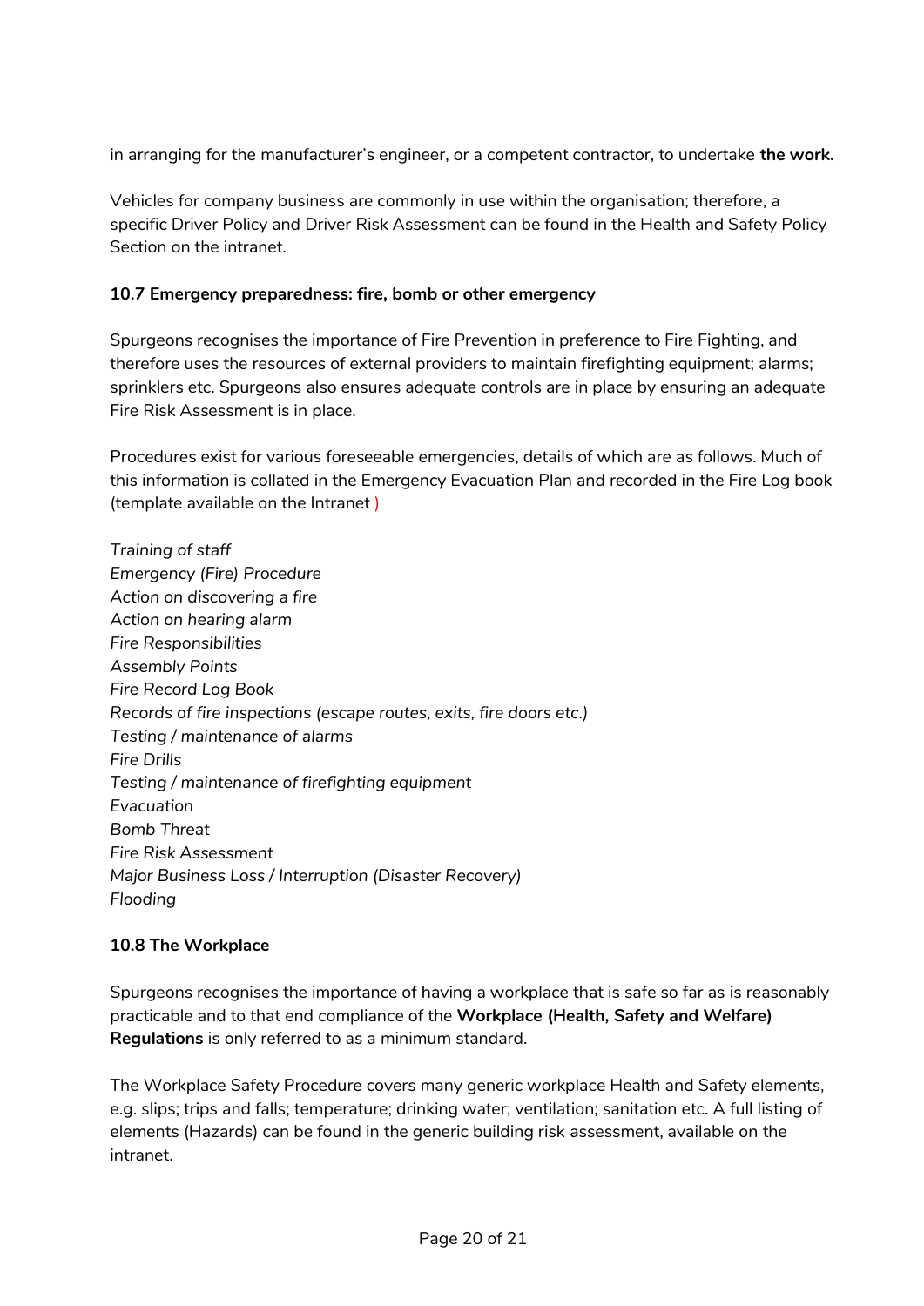in arranging for the manufacturer's engineer, or a competent contractor, to undertake **the work.**

Vehicles for company business are commonly in use within the organisation; therefore, a specific Driver Policy and Driver Risk Assessment can be found in the Health and Safety Policy Section on the intranet.

### 10.7 Emergency preparedness: fire, bomb or other emergency

Spurgeons recognises the importance of Fire Prevention in preference to Fire Fighting, and therefore uses the resources of external providers to maintain firefighting equipment; alarms; sprinklers etc. Spurgeons also ensures adequate controls are in place by ensuring an adequate Fire Risk Assessment is in place.

Procedures exist for various foreseeable emergencies, details of which are as follows. Much of this information is collated in the Emergency Evacuation Plan and recorded in the Fire Log book (template available on the Intranet )

*Training of staff*
*Emergency (Fire) Procedure*
*Action on discovering a fire*
*Action on hearing alarm*
*Fire Responsibilities*
*Assembly Points*
*Fire Record Log Book*
*Records of fire inspections (escape routes, exits, fire doors etc.)*
*Testing / maintenance of alarms*
*Fire Drills*
*Testing / maintenance of firefighting equipment*
*Evacuation*
*Bomb Threat*
*Fire Risk Assessment*
*Major Business Loss / Interruption (Disaster Recovery)*
*Flooding*

### 10.8 The Workplace

Spurgeons recognises the importance of having a workplace that is safe so far as is reasonably practicable and to that end compliance of the **Workplace (Health, Safety and Welfare) Regulations** is only referred to as a minimum standard.

The Workplace Safety Procedure covers many generic workplace Health and Safety elements, e.g. slips; trips and falls; temperature; drinking water; ventilation; sanitation etc. A full listing of elements (Hazards) can be found in the generic building risk assessment, available on the intranet.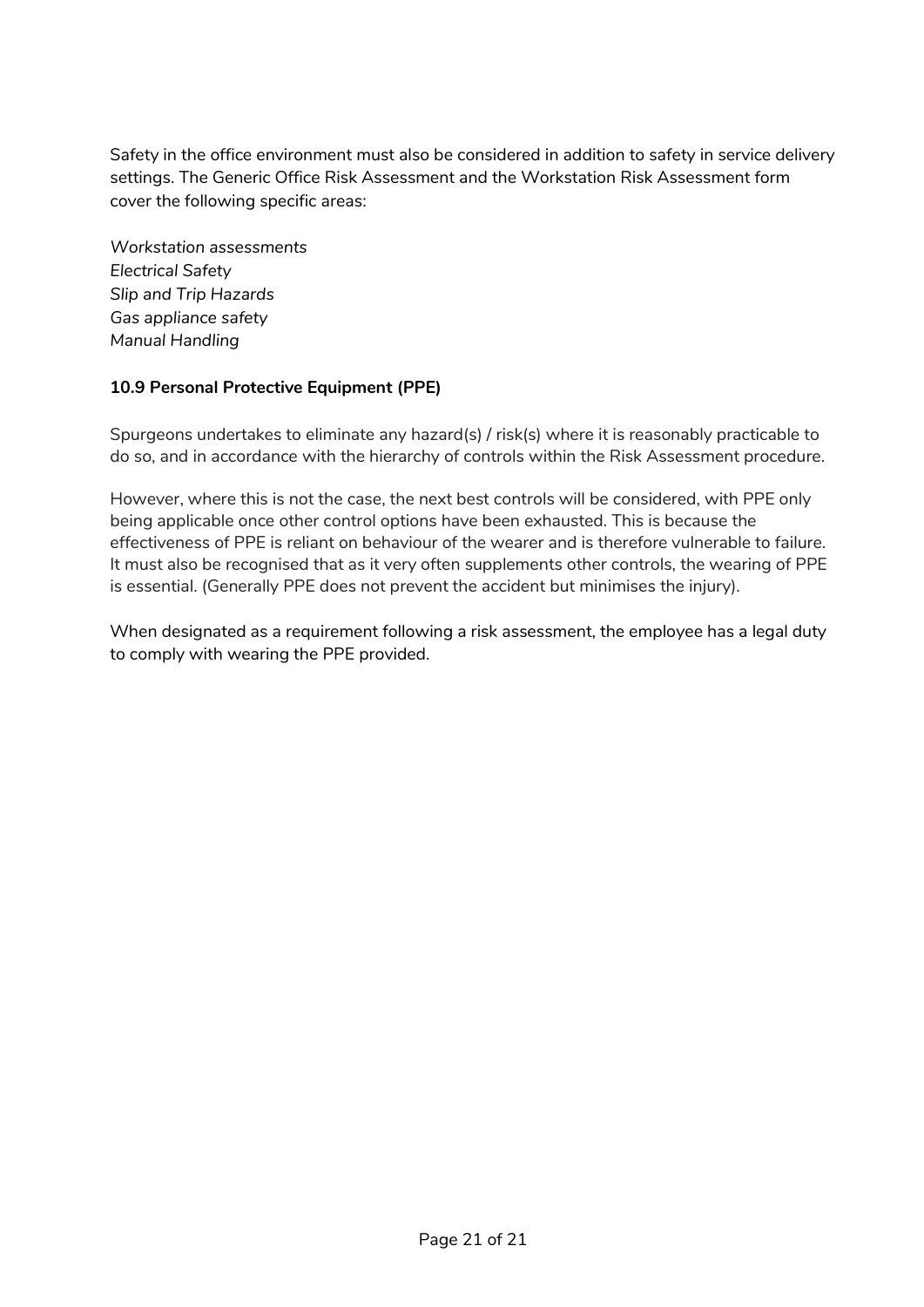Safety in the office environment must also be considered in addition to safety in service delivery settings. The Generic Office Risk Assessment and the Workstation Risk Assessment form cover the following specific areas:

*Workstation assessments*
*Electrical Safety*
*Slip and Trip Hazards*
*Gas appliance safety*
*Manual Handling*

### 10.9 Personal Protective Equipment (PPE)

Spurgeons undertakes to eliminate any hazard(s) / risk(s) where it is reasonably practicable to do so, and in accordance with the hierarchy of controls within the Risk Assessment procedure.

However, where this is not the case, the next best controls will be considered, with PPE only being applicable once other control options have been exhausted. This is because the effectiveness of PPE is reliant on behaviour of the wearer and is therefore vulnerable to failure. It must also be recognised that as it very often supplements other controls, the wearing of PPE is essential. (Generally PPE does not prevent the accident but minimises the injury).

When designated as a requirement following a risk assessment, the employee has a legal duty to comply with wearing the PPE provided.